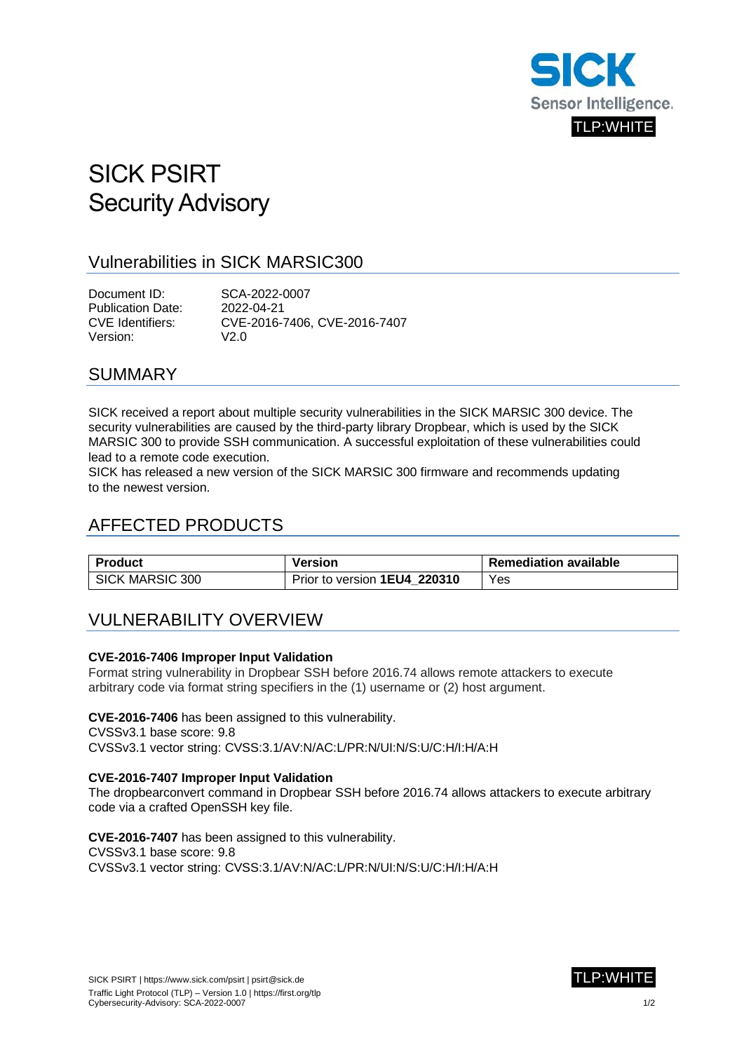TLP:WHITE

# SICK PSIRT Security Advisory

## Vulnerabilities in SICK MARSIC300

Document ID: SCA-2022-0007
Publication Date: 2022-04-21
CVE Identifiers: CVE-2016-7406, CVE-2016-7407
Version: V2.0

## SUMMARY

SICK received a report about multiple security vulnerabilities in the SICK MARSIC 300 device. The security vulnerabilities are caused by the third-party library Dropbear, which is used by the SICK MARSIC 300 to provide SSH communication. A successful exploitation of these vulnerabilities could lead to a remote code execution.
SICK has released a new version of the SICK MARSIC 300 firmware and recommends updating to the newest version.

## AFFECTED PRODUCTS

| Product | Version | Remediation available |
|---|---|---|
| SICK MARSIC 300 | Prior to version **1EU4_220310** | Yes |

## VULNERABILITY OVERVIEW

**CVE-2016-7406 Improper Input Validation**
Format string vulnerability in Dropbear SSH before 2016.74 allows remote attackers to execute arbitrary code via format string specifiers in the (1) username or (2) host argument.

**CVE-2016-7406** has been assigned to this vulnerability.
CVSSv3.1 base score: 9.8
CVSSv3.1 vector string: CVSS:3.1/AV:N/AC:L/PR:N/UI:N/S:U/C:H/I:H/A:H

**CVE-2016-7407 Improper Input Validation**
The dropbearconvert command in Dropbear SSH before 2016.74 allows attackers to execute arbitrary code via a crafted OpenSSH key file.

**CVE-2016-7407** has been assigned to this vulnerability.
CVSSv3.1 base score: 9.8
CVSSv3.1 vector string: CVSS:3.1/AV:N/AC:L/PR:N/UI:N/S:U/C:H/I:H/A:H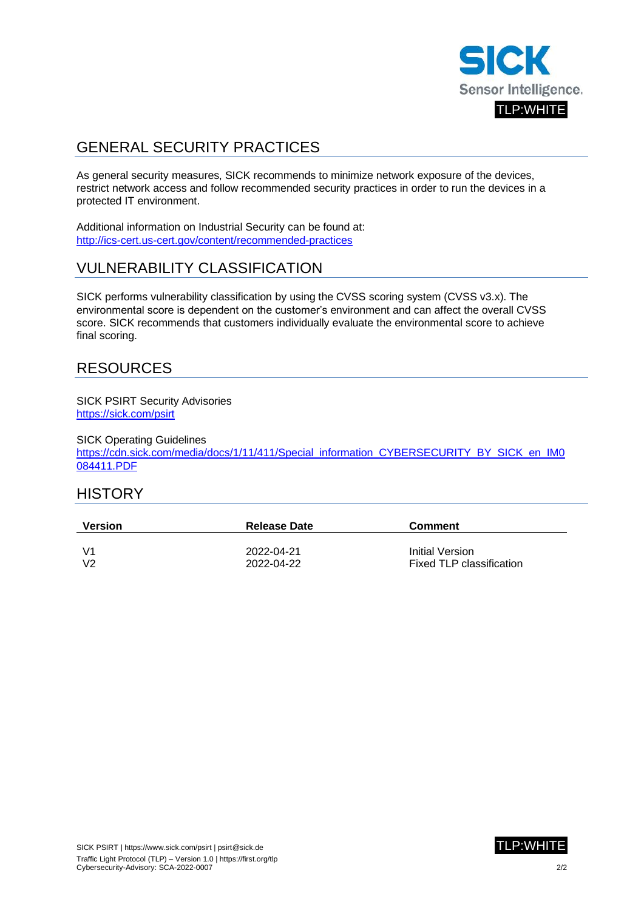## GENERAL SECURITY PRACTICES

As general security measures, SICK recommends to minimize network exposure of the devices, restrict network access and follow recommended security practices in order to run the devices in a protected IT environment.

Additional information on Industrial Security can be found at:
http://ics-cert.us-cert.gov/content/recommended-practices

## VULNERABILITY CLASSIFICATION

SICK performs vulnerability classification by using the CVSS scoring system (CVSS v3.x). The environmental score is dependent on the customer's environment and can affect the overall CVSS score. SICK recommends that customers individually evaluate the environmental score to achieve final scoring.

## RESOURCES

SICK PSIRT Security Advisories
https://sick.com/psirt

SICK Operating Guidelines
https://cdn.sick.com/media/docs/1/11/411/Special_information_CYBERSECURITY_BY_SICK_en_IM0084411.PDF

## HISTORY

| Version | Release Date | Comment |
|---|---|---|
| V1 | 2022-04-21 | Initial Version |
| V2 | 2022-04-22 | Fixed TLP classification |